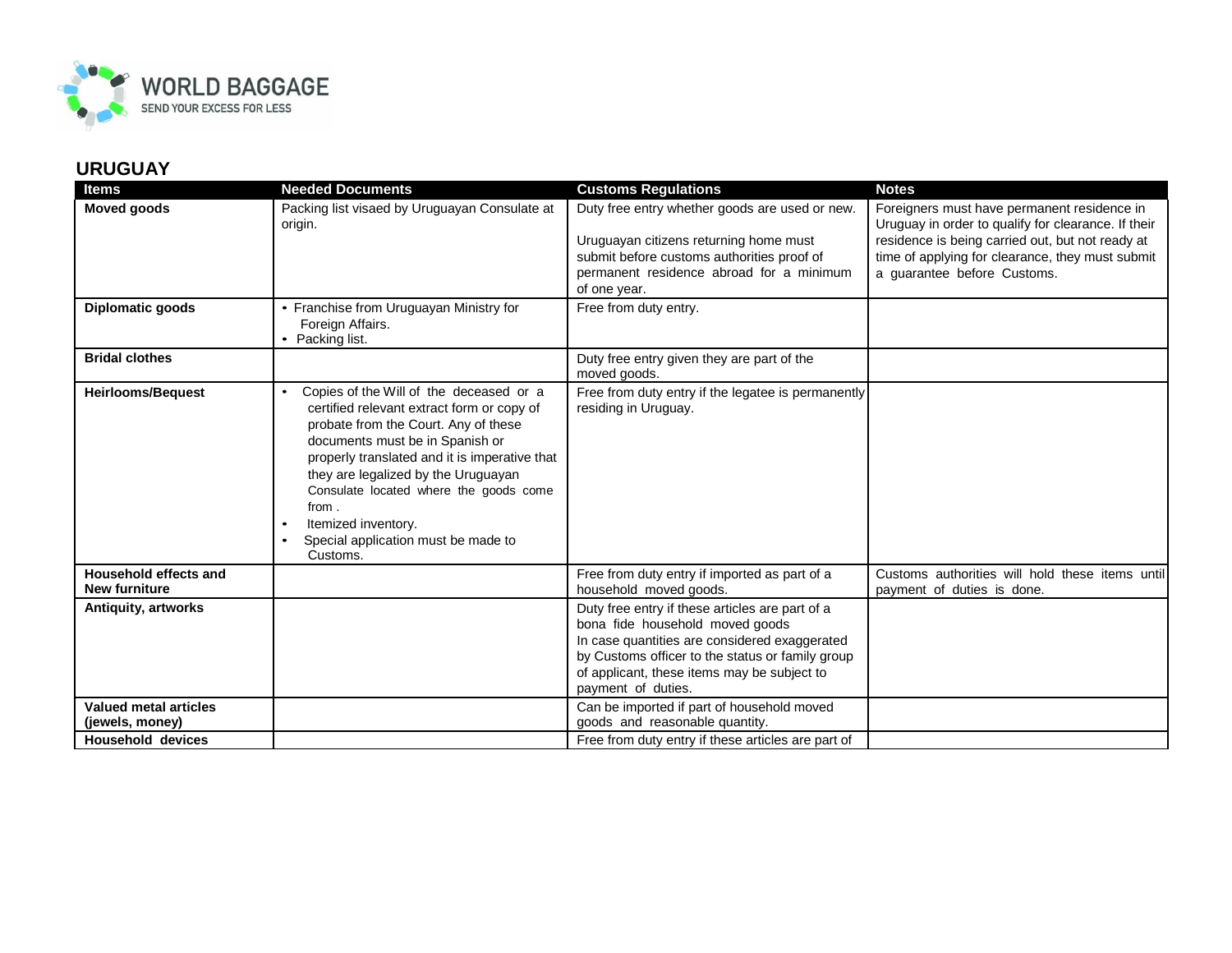WORLD BAGGAGE
SEND YOUR EXCESS FOR LESS

## URUGUAY

| Items | Needed Documents | Customs Regulations | Notes |
|---|---|---|---|
| **Moved goods** | Packing list visaed by Uruguayan Consulate at origin. | Duty free entry whether goods are used or new.<br><br>Uruguayan citizens returning home must submit before customs authorities proof of permanent residence abroad for a minimum of one year. | Foreigners must have permanent residence in Uruguay in order to qualify for clearance. If their residence is being carried out, but not ready at time of applying for clearance, they must submit a guarantee before Customs. |
| **Diplomatic goods** | • Franchise from Uruguayan Ministry for Foreign Affairs.<br>• Packing list. | Free from duty entry. | |
| **Bridal clothes** | | Duty free entry given they are part of the moved goods. | |
| **Heirlooms/Bequest** | • Copies of the Will of the deceased or a certified relevant extract form or copy of probate from the Court. Any of these documents must be in Spanish or properly translated and it is imperative that they are legalized by the Uruguayan Consulate located where the goods come from .<br>• Itemized inventory.<br>• Special application must be made to Customs. | Free from duty entry if the legatee is permanently residing in Uruguay. | |
| **Household effects and New furniture** | | Free from duty entry if imported as part of a household moved goods. | Customs authorities will hold these items until payment of duties is done. |
| **Antiquity, artworks** | | Duty free entry if these articles are part of a bona fide household moved goods<br>In case quantities are considered exaggerated by Customs officer to the status or family group of applicant, these items may be subject to payment of duties. | |
| **Valued metal articles (jewels, money)** | | Can be imported if part of household moved goods and reasonable quantity. | |
| **Household devices** | | Free from duty entry if these articles are part of | |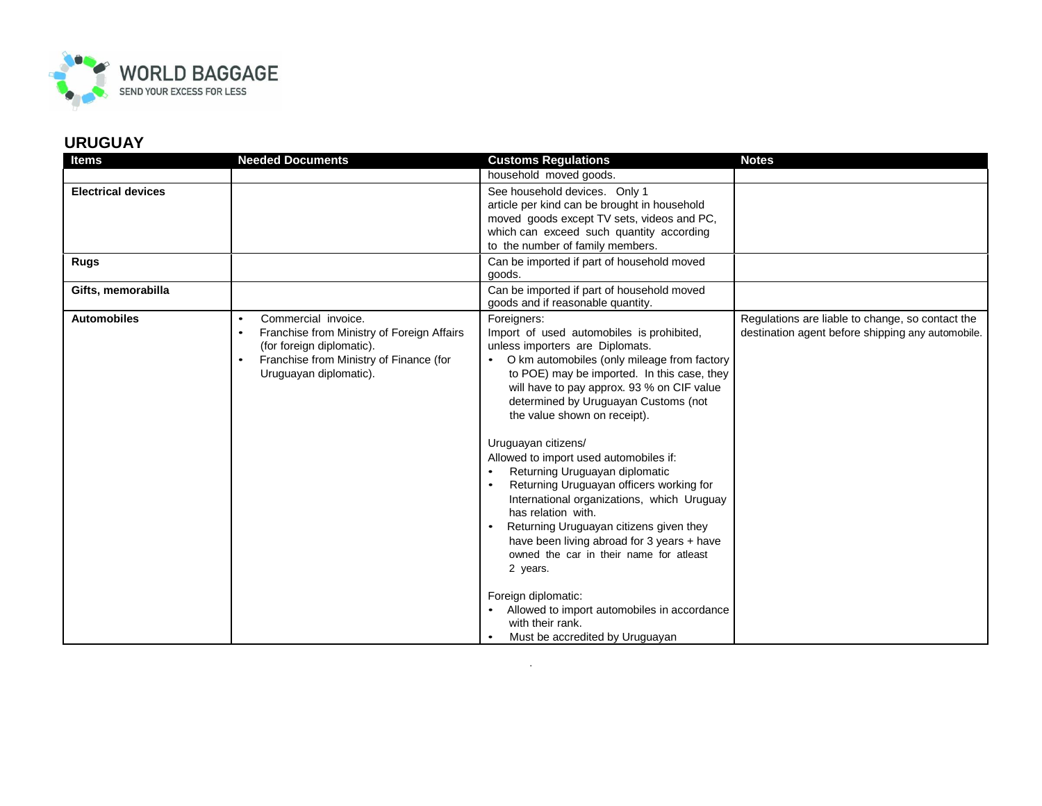## URUGUAY

| Items | Needed Documents | Customs Regulations | Notes |
|---|---|---|---|
| | | household moved goods. | |
| **Electrical devices** | | See household devices. Only 1 article per kind can be brought in household moved goods except TV sets, videos and PC, which can exceed such quantity according to the number of family members. | |
| **Rugs** | | Can be imported if part of household moved goods. | |
| **Gifts, memorabilla** | | Can be imported if part of household moved goods and if reasonable quantity. | |
| **Automobiles** | • Commercial invoice.<br>• Franchise from Ministry of Foreign Affairs (for foreign diplomatic).<br>• Franchise from Ministry of Finance (for Uruguayan diplomatic). | Foreigners:<br>Import of used automobiles is prohibited, unless importers are Diplomats.<br>• O km automobiles (only mileage from factory to POE) may be imported. In this case, they will have to pay approx. 93 % on CIF value determined by Uruguayan Customs (not the value shown on receipt).<br><br>Uruguayan citizens/<br>Allowed to import used automobiles if:<br>• Returning Uruguayan diplomatic<br>• Returning Uruguayan officers working for International organizations, which Uruguay has relation with.<br>• Returning Uruguayan citizens given they have been living abroad for 3 years + have owned the car in their name for atleast 2 years.<br><br>Foreign diplomatic:<br>• Allowed to import automobiles in accordance with their rank.<br>• Must be accredited by Uruguayan | Regulations are liable to change, so contact the destination agent before shipping any automobile. |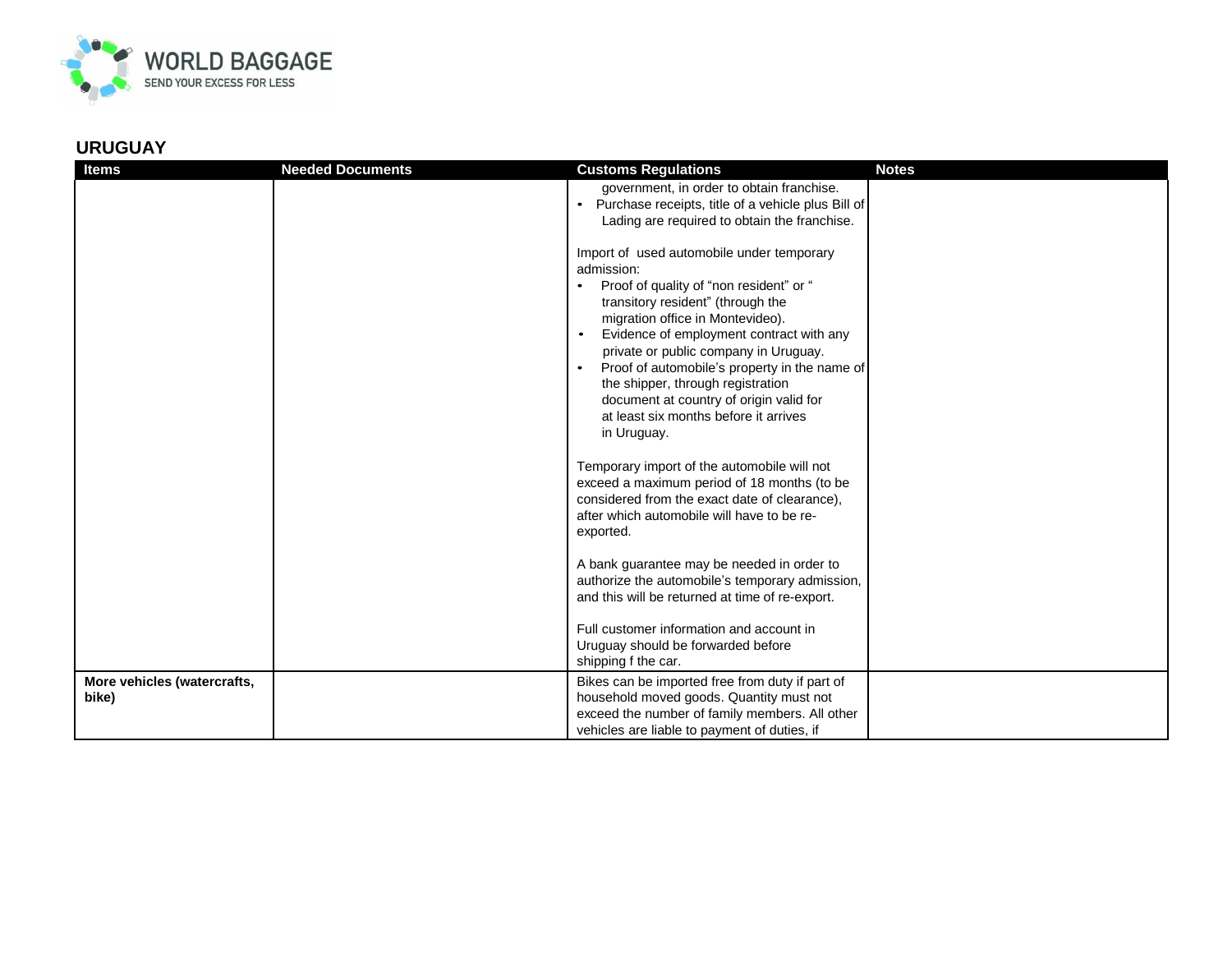## URUGUAY

| Items | Needed Documents | Customs Regulations | Notes |
|---|---|---|---|
| | | government, in order to obtain franchise.<br>• Purchase receipts, title of a vehicle plus Bill of Lading are required to obtain the franchise.<br><br>Import of used automobile under temporary admission:<br>• Proof of quality of "non resident" or " transitory resident" (through the migration office in Montevideo).<br>• Evidence of employment contract with any private or public company in Uruguay.<br>• Proof of automobile's property in the name of the shipper, through registration document at country of origin valid for at least six months before it arrives in Uruguay.<br><br>Temporary import of the automobile will not exceed a maximum period of 18 months (to be considered from the exact date of clearance), after which automobile will have to be re-exported.<br><br>A bank guarantee may be needed in order to authorize the automobile's temporary admission, and this will be returned at time of re-export.<br><br>Full customer information and account in Uruguay should be forwarded before shipping f the car. | |
| **More vehicles (watercrafts, bike)** | | Bikes can be imported free from duty if part of household moved goods. Quantity must not exceed the number of family members. All other vehicles are liable to payment of duties, if | |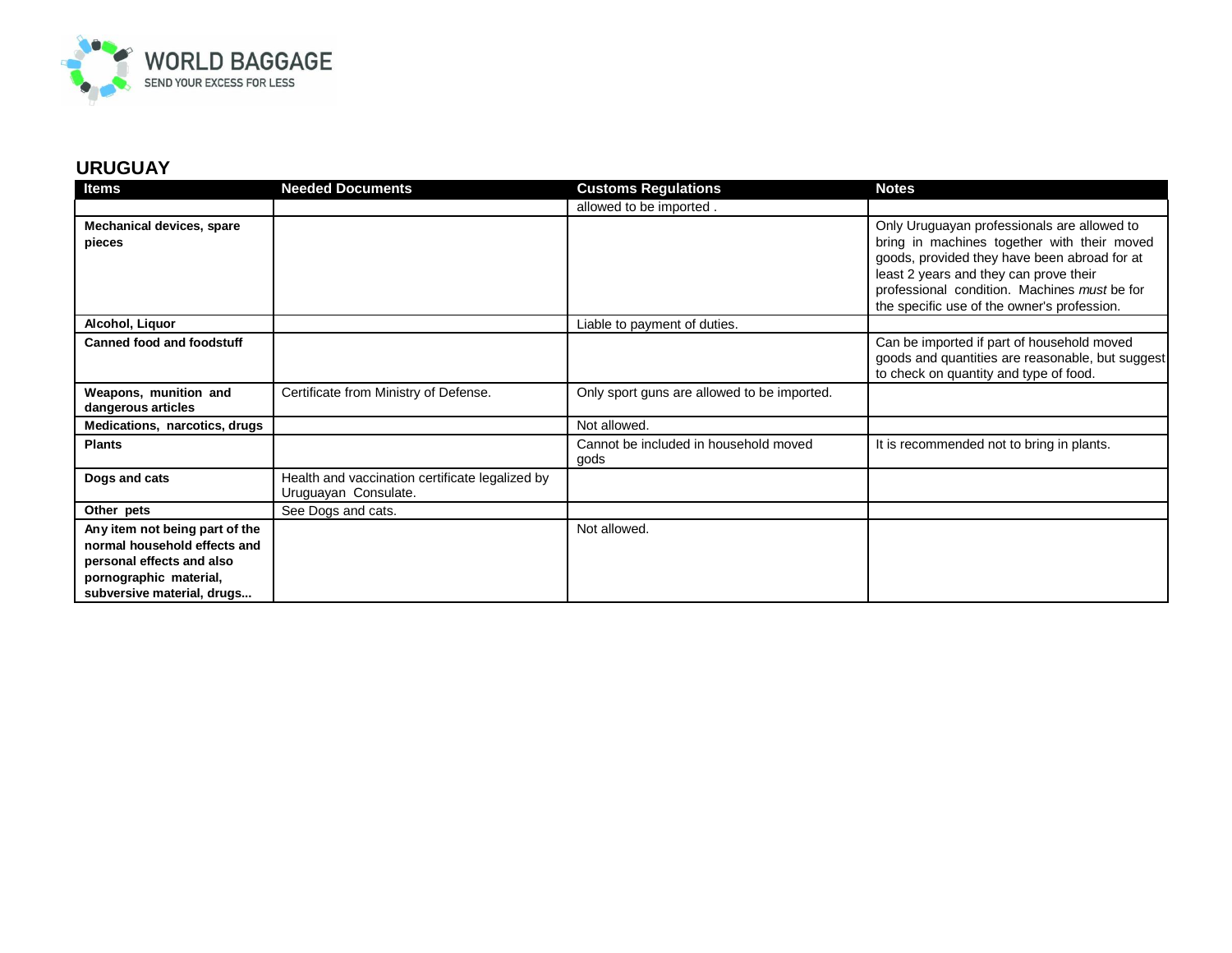## URUGUAY

| Items | Needed Documents | Customs Regulations | Notes |
|---|---|---|---|
| | | allowed to be imported . | |
| **Mechanical devices, spare pieces** | | | Only Uruguayan professionals are allowed to bring in machines together with their moved goods, provided they have been abroad for at least 2 years and they can prove their professional condition. Machines *must* be for the specific use of the owner's profession. |
| **Alcohol, Liquor** | | Liable to payment of duties. | |
| **Canned food and foodstuff** | | | Can be imported if part of household moved goods and quantities are reasonable, but suggest to check on quantity and type of food. |
| **Weapons, munition and dangerous articles** | Certificate from Ministry of Defense. | Only sport guns are allowed to be imported. | |
| **Medications, narcotics, drugs** | | Not allowed. | |
| **Plants** | | Cannot be included in household moved gods | It is recommended not to bring in plants. |
| **Dogs and cats** | Health and vaccination certificate legalized by Uruguayan Consulate. | | |
| **Other pets** | See Dogs and cats. | | |
| **Any item not being part of the normal household effects and personal effects and also pornographic material, subversive material, drugs...** | | Not allowed. | |